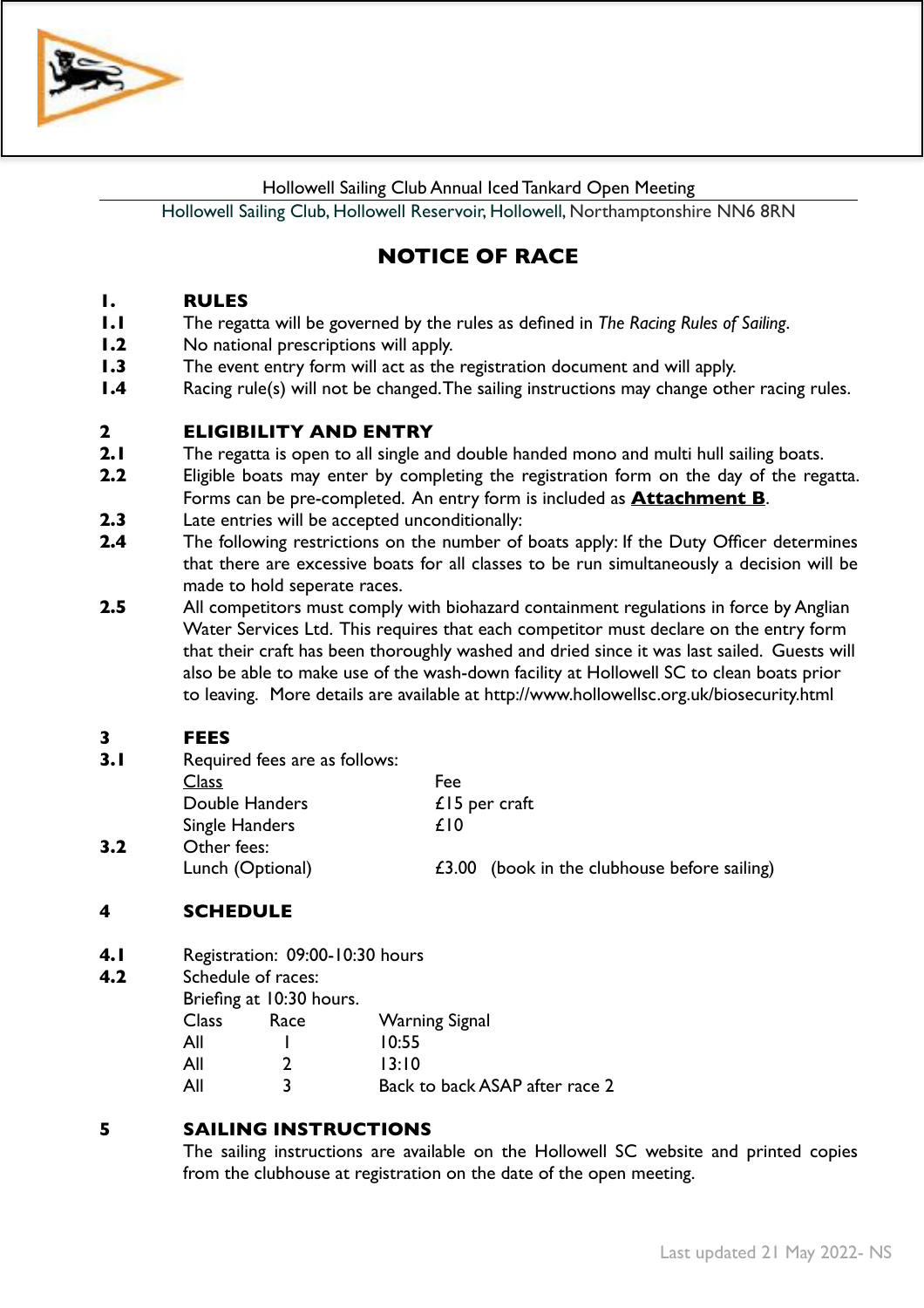Hollowell Sailing Club Annual Iced Tankard Open Meeting

Hollowell Sailing Club, Hollowell Reservoir, Hollowell, Northamptonshire NN6 8RN

# NOTICE OF RACE

## 1. RULES

**1.1** The regatta will be governed by the rules as defined in *The Racing Rules of Sailing*.

**1.2** No national prescriptions will apply.

**1.3** The event entry form will act as the registration document and will apply.

**1.4** Racing rule(s) will not be changed. The sailing instructions may change other racing rules.

## 2 ELIGIBILITY AND ENTRY

**2.1** The regatta is open to all single and double handed mono and multi hull sailing boats.

**2.2** Eligible boats may enter by completing the registration form on the day of the regatta. Forms can be pre-completed. An entry form is included as **Attachment B**.

**2.3** Late entries will be accepted unconditionally:

**2.4** The following restrictions on the number of boats apply: If the Duty Officer determines that there are excessive boats for all classes to be run simultaneously a decision will be made to hold seperate races.

**2.5** All competitors must comply with biohazard containment regulations in force by Anglian Water Services Ltd. This requires that each competitor must declare on the entry form that their craft has been thoroughly washed and dried since it was last sailed. Guests will also be able to make use of the wash-down facility at Hollowell SC to clean boats prior to leaving. More details are available at http://www.hollowellsc.org.uk/biosecurity.html

## 3 FEES

**3.1** Required fees are as follows:

| Class | Fee |
|---|---|
| Double Handers | £15 per craft |
| Single Handers | £10 |

**3.2** Other fees:

| | |
|---|---|
| Lunch (Optional) | £3.00 (book in the clubhouse before sailing) |

## 4 SCHEDULE

**4.1** Registration: 09:00-10:30 hours

**4.2** Schedule of races:

Briefing at 10:30 hours.

| Class | Race | Warning Signal |
|---|---|---|
| All | 1 | 10:55 |
| All | 2 | 13:10 |
| All | 3 | Back to back ASAP after race 2 |

## 5 SAILING INSTRUCTIONS

The sailing instructions are available on the Hollowell SC website and printed copies from the clubhouse at registration on the date of the open meeting.

Last updated 21 May 2022- NS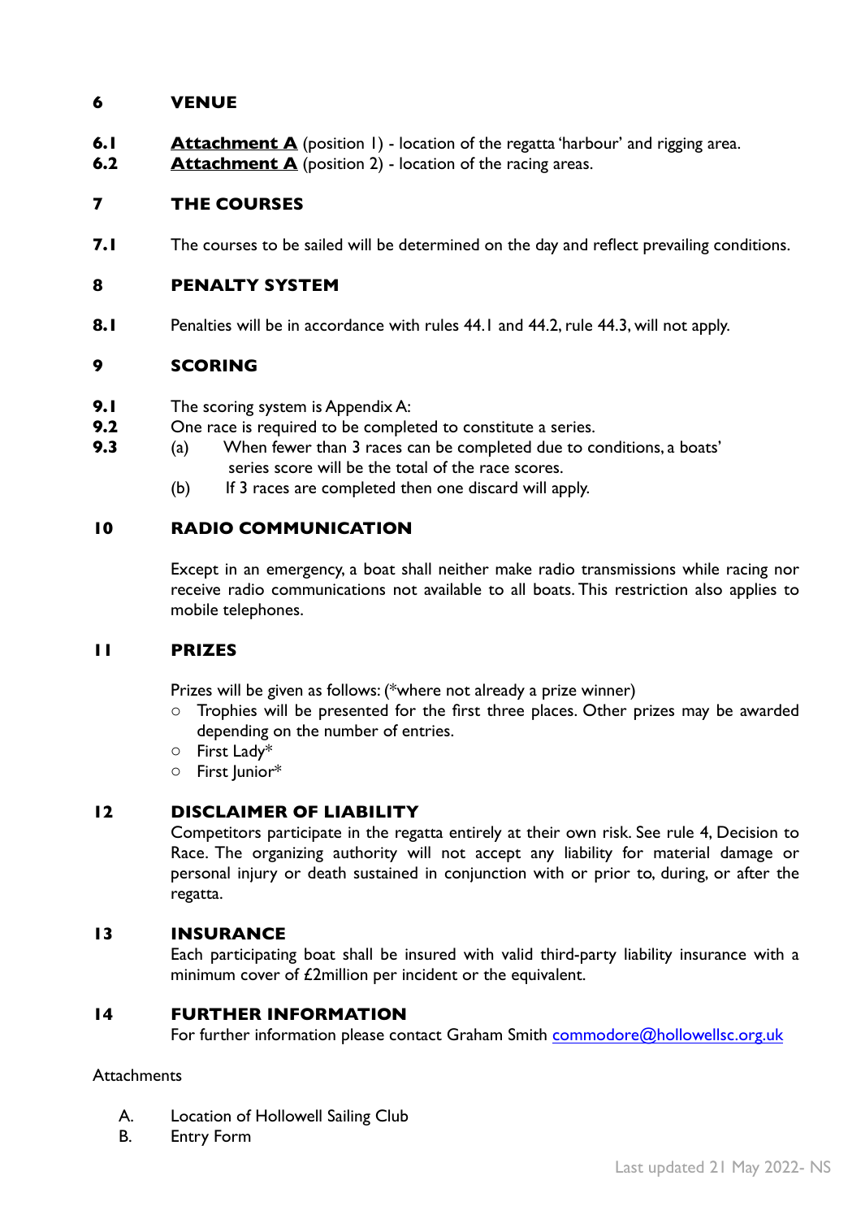## 6 VENUE

**6.1** **Attachment A** (position 1) - location of the regatta 'harbour' and rigging area.
**6.2** **Attachment A** (position 2) - location of the racing areas.

## 7 THE COURSES

**7.1** The courses to be sailed will be determined on the day and reflect prevailing conditions.

## 8 PENALTY SYSTEM

**8.1** Penalties will be in accordance with rules 44.1 and 44.2, rule 44.3, will not apply.

## 9 SCORING

**9.1** The scoring system is Appendix A:
**9.2** One race is required to be completed to constitute a series.
**9.3** (a) When fewer than 3 races can be completed due to conditions, a boats' series score will be the total of the race scores.
(b) If 3 races are completed then one discard will apply.

## 10 RADIO COMMUNICATION

Except in an emergency, a boat shall neither make radio transmissions while racing nor receive radio communications not available to all boats. This restriction also applies to mobile telephones.

## 11 PRIZES

Prizes will be given as follows: (*where not already a prize winner)

- Trophies will be presented for the first three places. Other prizes may be awarded depending on the number of entries.
- First Lady*
- First Junior*

## 12 DISCLAIMER OF LIABILITY

Competitors participate in the regatta entirely at their own risk. See rule 4, Decision to Race. The organizing authority will not accept any liability for material damage or personal injury or death sustained in conjunction with or prior to, during, or after the regatta.

## 13 INSURANCE

Each participating boat shall be insured with valid third-party liability insurance with a minimum cover of £2million per incident or the equivalent.

## 14 FURTHER INFORMATION

For further information please contact Graham Smith commodore@hollowellsc.org.uk

Attachments

A. Location of Hollowell Sailing Club
B. Entry Form

Last updated 21 May 2022- NS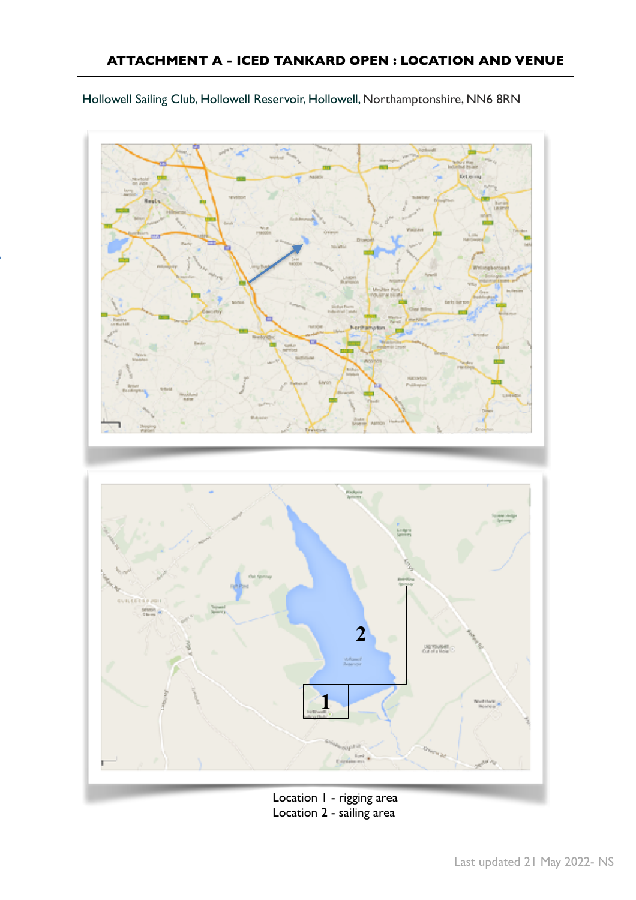## ATTACHMENT A - ICED TANKARD OPEN : LOCATION AND VENUE

Hollowell Sailing Club, Hollowell Reservoir, Hollowell, Northamptonshire, NN6 8RN

Location 1 - rigging area
Location 2 - sailing area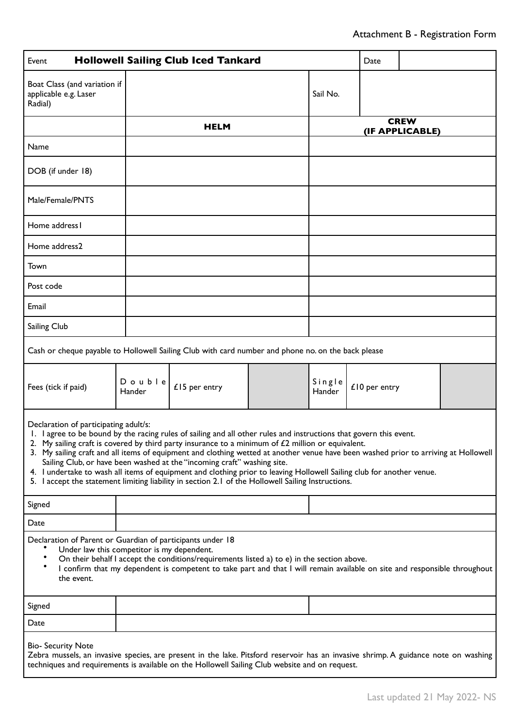Attachment B - Registration Form

| Event | **Hollowell Sailing Club Iced Tankard** | | Date | |
|---|---|---|---|---|
| Boat Class (and variation if applicable e.g. Laser Radial) | | Sail No. | | |
| | **HELM** | **CREW (IF APPLICABLE)** | | |
| Name | | | | |
| DOB (if under 18) | | | | |
| Male/Female/PNTS | | | | |
| Home address1 | | | | |
| Home address2 | | | | |
| Town | | | | |
| Post code | | | | |
| Email | | | | |
| Sailing Club | | | | |

Cash or cheque payable to Hollowell Sailing Club with card number and phone no. on the back please

| Fees (tick if paid) | Double Hander | £15 per entry | | Single Hander | £10 per entry | |
|---|---|---|---|---|---|---|

Declaration of participating adult/s:

1. I agree to be bound by the racing rules of sailing and all other rules and instructions that govern this event.
2. My sailing craft is covered by third party insurance to a minimum of £2 million or equivalent.
3. My sailing craft and all items of equipment and clothing wetted at another venue have been washed prior to arriving at Hollowell Sailing Club, or have been washed at the "incoming craft" washing site.
4. I undertake to wash all items of equipment and clothing prior to leaving Hollowell Sailing club for another venue.
5. I accept the statement limiting liability in section 2.1 of the Hollowell Sailing Instructions.

| | | |
|---|---|---|
| Signed | | |
| Date | | |

Declaration of Parent or Guardian of participants under 18

- Under law this competitor is my dependent.
- On their behalf I accept the conditions/requirements listed a) to e) in the section above.
- I confirm that my dependent is competent to take part and that I will remain available on site and responsible throughout the event.

| | | |
|---|---|---|
| Signed | | |
| Date | | |

Bio- Security Note

Zebra mussels, an invasive species, are present in the lake. Pitsford reservoir has an invasive shrimp. A guidance note on washing techniques and requirements is available on the Hollowell Sailing Club website and on request.

Last updated 21 May 2022- NS